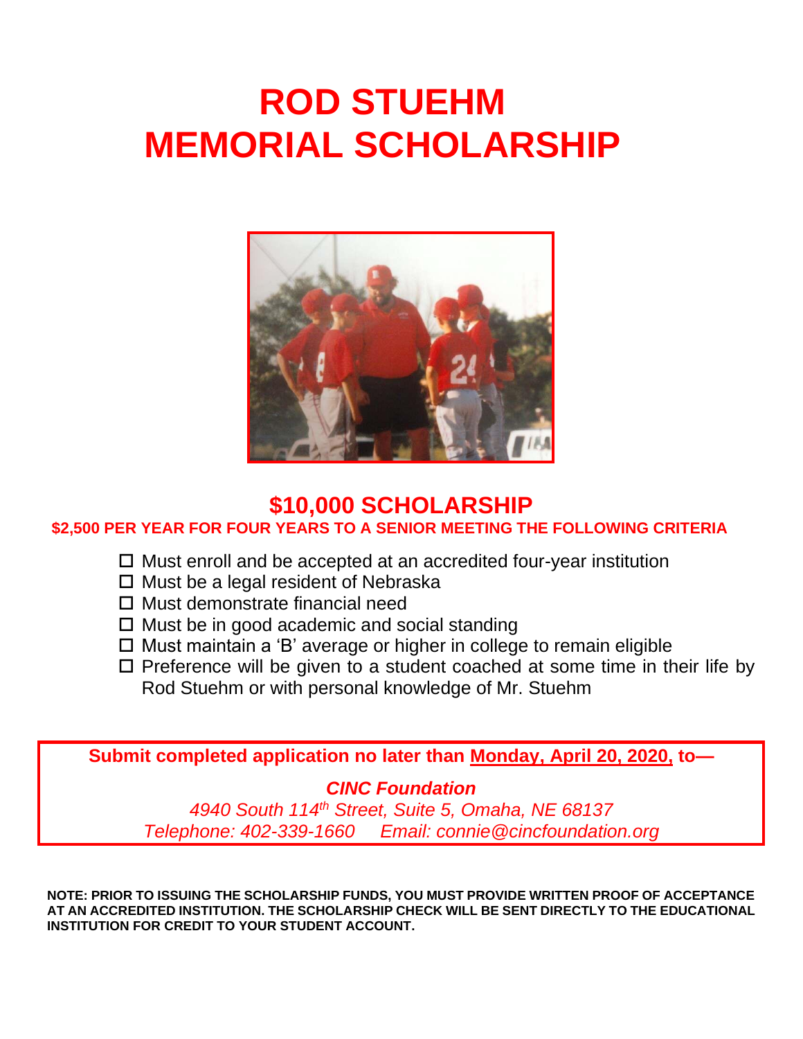# ROD STUEHM MEMORIAL SCHOLARSHIP

## $10,000 SCHOLARSHIP

**$2,500 PER YEAR FOR FOUR YEARS TO A SENIOR MEETING THE FOLLOWING CRITERIA**

- ☐ Must enroll and be accepted at an accredited four-year institution
- ☐ Must be a legal resident of Nebraska
- ☐ Must demonstrate financial need
- ☐ Must be in good academic and social standing
- ☐ Must maintain a 'B' average or higher in college to remain eligible
- ☐ Preference will be given to a student coached at some time in their life by Rod Stuehm or with personal knowledge of Mr. Stuehm

**Submit completed application no later than Monday, April 20, 2020, to—**

***CINC Foundation***

*4940 South 114th Street, Suite 5, Omaha, NE 68137*

*Telephone: 402-339-1660 Email: connie@cincfoundation.org*

**NOTE: PRIOR TO ISSUING THE SCHOLARSHIP FUNDS, YOU MUST PROVIDE WRITTEN PROOF OF ACCEPTANCE AT AN ACCREDITED INSTITUTION. THE SCHOLARSHIP CHECK WILL BE SENT DIRECTLY TO THE EDUCATIONAL INSTITUTION FOR CREDIT TO YOUR STUDENT ACCOUNT.**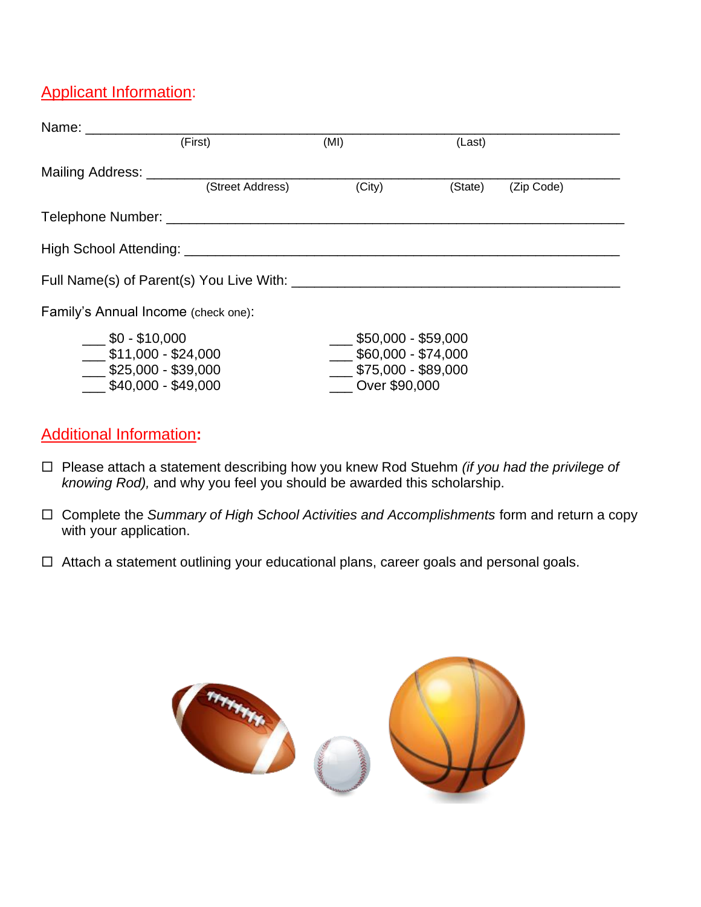## Applicant Information:

Name: ___________________________________________________________________
(First) (MI) (Last)

Mailing Address: _____________________________________________________________
(Street Address) (City) (State) (Zip Code)

Telephone Number: _________________________________________________________

High School Attending: ______________________________________________________

Full Name(s) of Parent(s) You Live With: ________________________________________

Family's Annual Income (check one):

___ $0 - $10,000
___ $11,000 - $24,000
___ $25,000 - $39,000
___ $40,000 - $49,000
___ $50,000 - $59,000
___ $60,000 - $74,000
___ $75,000 - $89,000
___ Over $90,000

## Additional Information:

☐ Please attach a statement describing how you knew Rod Stuehm *(if you had the privilege of knowing Rod),* and why you feel you should be awarded this scholarship.

☐ Complete the *Summary of High School Activities and Accomplishments* form and return a copy with your application.

☐ Attach a statement outlining your educational plans, career goals and personal goals.